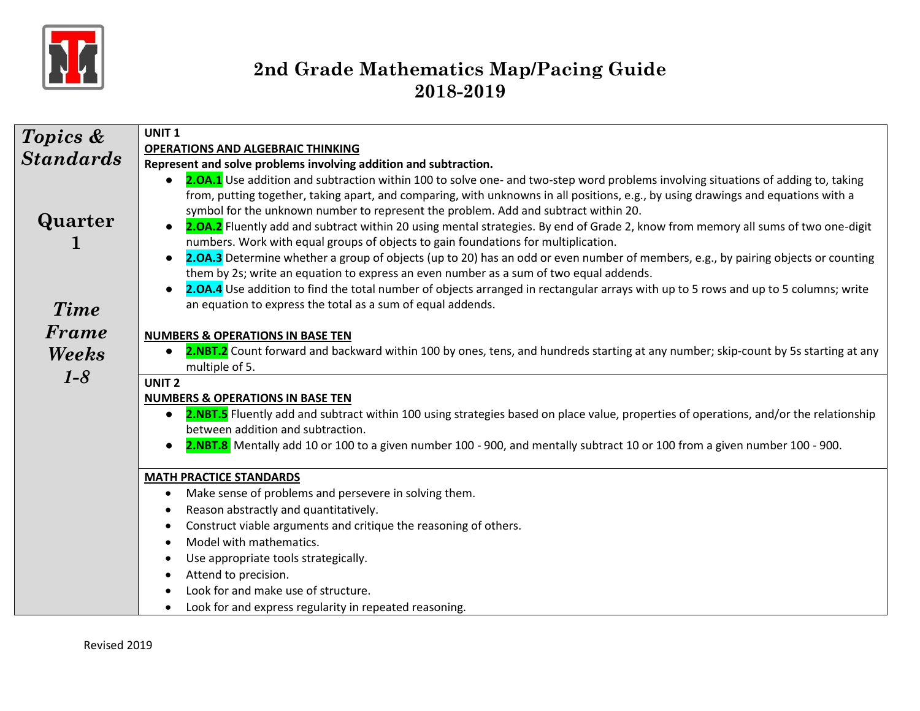# 2nd Grade Mathematics Map/Pacing Guide
## 2018-2019

| Topics & Standards | |
|---|---|
| **Quarter 1**<br><br>***Time Frame Weeks 1-8*** | **UNIT 1**<br>**OPERATIONS AND ALGEBRAIC THINKING**<br>**Represent and solve problems involving addition and subtraction.**<br>• **2.OA.1** Use addition and subtraction within 100 to solve one- and two-step word problems involving situations of adding to, taking from, putting together, taking apart, and comparing, with unknowns in all positions, e.g., by using drawings and equations with a symbol for the unknown number to represent the problem. Add and subtract within 20.<br>• **2.OA.2** Fluently add and subtract within 20 using mental strategies. By end of Grade 2, know from memory all sums of two one-digit numbers. Work with equal groups of objects to gain foundations for multiplication.<br>• **2.OA.3** Determine whether a group of objects (up to 20) has an odd or even number of members, e.g., by pairing objects or counting them by 2s; write an equation to express an even number as a sum of two equal addends.<br>• **2.OA.4** Use addition to find the total number of objects arranged in rectangular arrays with up to 5 rows and up to 5 columns; write an equation to express the total as a sum of equal addends.<br><br>**NUMBERS & OPERATIONS IN BASE TEN**<br>• **2.NBT.2** Count forward and backward within 100 by ones, tens, and hundreds starting at any number; skip-count by 5s starting at any multiple of 5. |
| | **UNIT 2**<br>**NUMBERS & OPERATIONS IN BASE TEN**<br>• **2.NBT.5** Fluently add and subtract within 100 using strategies based on place value, properties of operations, and/or the relationship between addition and subtraction.<br>• **2.NBT.8** Mentally add 10 or 100 to a given number 100 - 900, and mentally subtract 10 or 100 from a given number 100 - 900. |
| | **MATH PRACTICE STANDARDS**<br>• Make sense of problems and persevere in solving them.<br>• Reason abstractly and quantitatively.<br>• Construct viable arguments and critique the reasoning of others.<br>• Model with mathematics.<br>• Use appropriate tools strategically.<br>• Attend to precision.<br>• Look for and make use of structure.<br>• Look for and express regularity in repeated reasoning. |

Revised 2019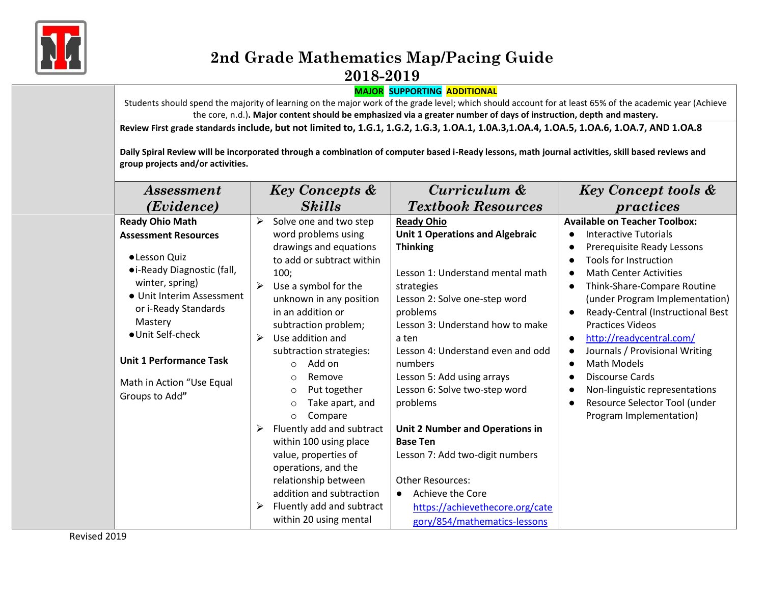# 2nd Grade Mathematics Map/Pacing Guide
## 2018-2019

MAJOR SUPPORTING ADDITIONAL

Students should spend the majority of learning on the major work of the grade level; which should account for at least 65% of the academic year (Achieve the core, n.d.). **Major content should be emphasized via a greater number of days of instruction, depth and mastery.**

**Review First grade standards include, but not limited to, 1.G.1, 1.G.2, 1.G.3, 1.OA.1, 1.0A.3,1.OA.4, 1.OA.5, 1.OA.6, 1.OA.7, AND 1.OA.8**

**Daily Spiral Review will be incorporated through a combination of computer based i-Ready lessons, math journal activities, skill based reviews and group projects and/or activities.**

| | *Assessment (Evidence)* | *Key Concepts & Skills* | *Curriculum & Textbook Resources* | *Key Concept tools & practices* |
|---|---|---|---|---|
| | **Ready Ohio Math Assessment Resources**<br>• Lesson Quiz<br>• i-Ready Diagnostic (fall, winter, spring)<br>• Unit Interim Assessment or i-Ready Standards Mastery<br>• Unit Self-check<br><br>**Unit 1 Performance Task**<br><br>Math in Action "Use Equal Groups to Add" | ➢ Solve one and two step word problems using drawings and equations to add or subtract within 100;<br>➢ Use a symbol for the unknown in any position in an addition or subtraction problem;<br>➢ Use addition and subtraction strategies:<br>○ Add on<br>○ Remove<br>○ Put together<br>○ Take apart, and<br>○ Compare<br>➢ Fluently add and subtract within 100 using place value, properties of operations, and the relationship between addition and subtraction<br>➢ Fluently add and subtract within 20 using mental | **Ready Ohio**<br>**Unit 1 Operations and Algebraic Thinking**<br><br>Lesson 1: Understand mental math strategies<br>Lesson 2: Solve one-step word problems<br>Lesson 3: Understand how to make a ten<br>Lesson 4: Understand even and odd numbers<br>Lesson 5: Add using arrays<br>Lesson 6: Solve two-step word problems<br><br>**Unit 2 Number and Operations in Base Ten**<br>Lesson 7: Add two-digit numbers<br><br>Other Resources:<br>• Achieve the Core https://achievethecore.org/category/854/mathematics-lessons | **Available on Teacher Toolbox:**<br>• Interactive Tutorials<br>• Prerequisite Ready Lessons<br>• Tools for Instruction<br>• Math Center Activities<br>• Think-Share-Compare Routine (under Program Implementation)<br>• Ready-Central (Instructional Best Practices Videos<br>• http://readycentral.com/<br>• Journals / Provisional Writing<br>• Math Models<br>• Discourse Cards<br>• Non-linguistic representations<br>• Resource Selector Tool (under Program Implementation) |

Revised 2019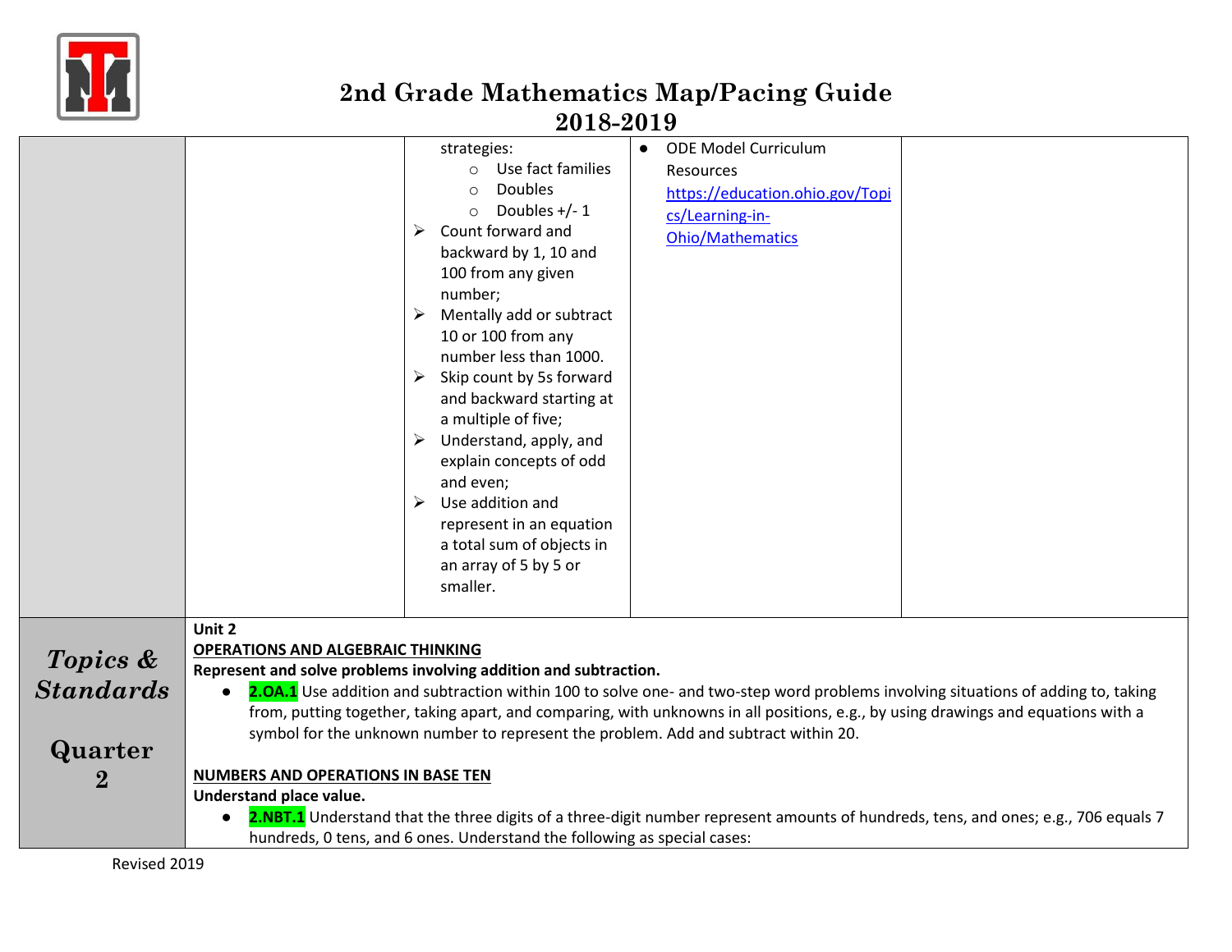| | | | | |
|---|---|---|---|---|
| | | strategies:<br>○ Use fact families<br>○ Doubles<br>○ Doubles +/- 1<br>➢ Count forward and backward by 1, 10 and 100 from any given number;<br>➢ Mentally add or subtract 10 or 100 from any number less than 1000.<br>➢ Skip count by 5s forward and backward starting at a multiple of five;<br>➢ Understand, apply, and explain concepts of odd and even;<br>➢ Use addition and represent in an equation a total sum of objects in an array of 5 by 5 or smaller. | ● ODE Model Curriculum Resources [https://education.ohio.gov/Topics/Learning-in-Ohio/Mathematics](https://education.ohio.gov/Topics/Learning-in-Ohio/Mathematics) | |

| | |
|---|---|
| ***Topics & Standards***<br><br>**Quarter 2** | **Unit 2**<br>**OPERATIONS AND ALGEBRAIC THINKING**<br>**Represent and solve problems involving addition and subtraction.**<br>● **2.OA.1** Use addition and subtraction within 100 to solve one- and two-step word problems involving situations of adding to, taking from, putting together, taking apart, and comparing, with unknowns in all positions, e.g., by using drawings and equations with a symbol for the unknown number to represent the problem. Add and subtract within 20.<br><br>**NUMBERS AND OPERATIONS IN BASE TEN**<br>**Understand place value.**<br>● **2.NBT.1** Understand that the three digits of a three-digit number represent amounts of hundreds, tens, and ones; e.g., 706 equals 7 hundreds, 0 tens, and 6 ones. Understand the following as special cases: |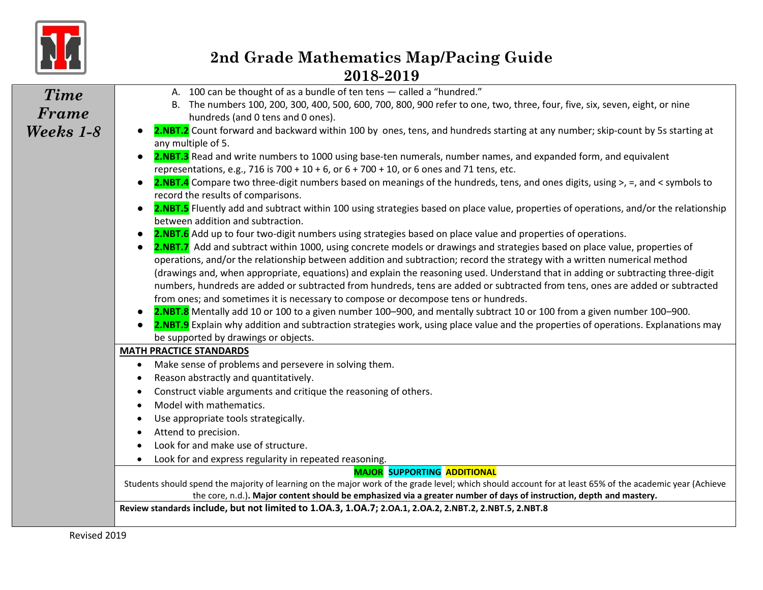# 2nd Grade Mathematics Map/Pacing Guide
# 2018-2019

| *Time Frame Weeks 1-8* | |
|---|---|
| | A. 100 can be thought of as a bundle of ten tens — called a "hundred."<br>B. The numbers 100, 200, 300, 400, 500, 600, 700, 800, 900 refer to one, two, three, four, five, six, seven, eight, or nine hundreds (and 0 tens and 0 ones).<br>● **2.NBT.2** Count forward and backward within 100 by ones, tens, and hundreds starting at any number; skip-count by 5s starting at any multiple of 5.<br>● **2.NBT.3** Read and write numbers to 1000 using base-ten numerals, number names, and expanded form, and equivalent representations, e.g., 716 is 700 + 10 + 6, or 6 + 700 + 10, or 6 ones and 71 tens, etc.<br>● **2.NBT.4** Compare two three-digit numbers based on meanings of the hundreds, tens, and ones digits, using >, =, and < symbols to record the results of comparisons.<br>● **2.NBT.5** Fluently add and subtract within 100 using strategies based on place value, properties of operations, and/or the relationship between addition and subtraction.<br>● **2.NBT.6** Add up to four two-digit numbers using strategies based on place value and properties of operations.<br>● **2.NBT.7** Add and subtract within 1000, using concrete models or drawings and strategies based on place value, properties of operations, and/or the relationship between addition and subtraction; record the strategy with a written numerical method (drawings and, when appropriate, equations) and explain the reasoning used. Understand that in adding or subtracting three-digit numbers, hundreds are added or subtracted from hundreds, tens are added or subtracted from tens, ones are added or subtracted from ones; and sometimes it is necessary to compose or decompose tens or hundreds.<br>● **2.NBT.8** Mentally add 10 or 100 to a given number 100–900, and mentally subtract 10 or 100 from a given number 100–900.<br>● **2.NBT.9** Explain why addition and subtraction strategies work, using place value and the properties of operations. Explanations may be supported by drawings or objects. |
| | **MATH PRACTICE STANDARDS**<br>• Make sense of problems and persevere in solving them.<br>• Reason abstractly and quantitatively.<br>• Construct viable arguments and critique the reasoning of others.<br>• Model with mathematics.<br>• Use appropriate tools strategically.<br>• Attend to precision.<br>• Look for and make use of structure.<br>• Look for and express regularity in repeated reasoning. |
| | **MAJOR SUPPORTING ADDITIONAL**<br>Students should spend the majority of learning on the major work of the grade level; which should account for at least 65% of the academic year (Achieve the core, n.d.). **Major content should be emphasized via a greater number of days of instruction, depth and mastery.** |
| | **Review standards include, but not limited to 1.OA.3, 1.OA.7; 2.OA.1, 2.OA.2, 2.NBT.2, 2.NBT.5, 2.NBT.8** |

Revised 2019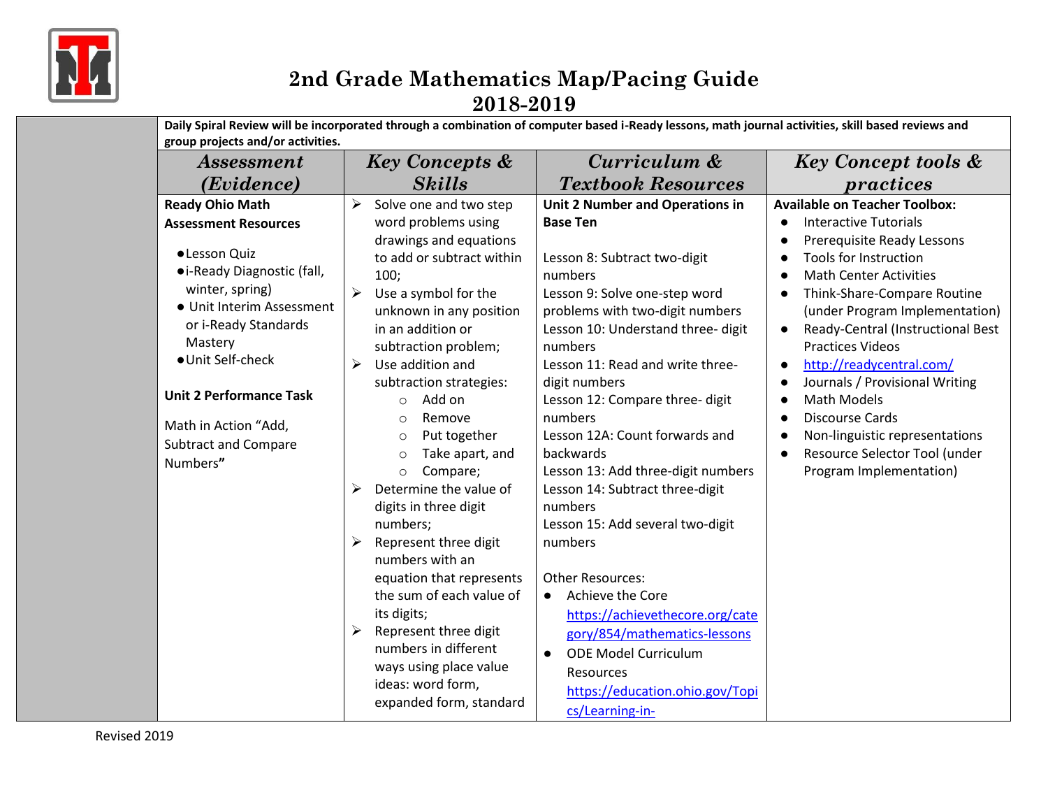# 2nd Grade Mathematics Map/Pacing Guide
# 2018-2019

| | Daily Spiral Review will be incorporated through a combination of computer based i-Ready lessons, math journal activities, skill based reviews and group projects and/or activities. | | | |
|---|---|---|---|---|
| | ***Assessment (Evidence)*** | ***Key Concepts & Skills*** | ***Curriculum & Textbook Resources*** | ***Key Concept tools & practices*** |
| | **Ready Ohio Math Assessment Resources**<br><br>● Lesson Quiz<br>● i-Ready Diagnostic (fall, winter, spring)<br>● Unit Interim Assessment or i-Ready Standards Mastery<br>● Unit Self-check<br><br>**Unit 2 Performance Task**<br><br>Math in Action "Add, Subtract and Compare Numbers**"** | ➢ Solve one and two step word problems using drawings and equations to add or subtract within 100;<br>➢ Use a symbol for the unknown in any position in an addition or subtraction problem;<br>➢ Use addition and subtraction strategies:<br>○ Add on<br>○ Remove<br>○ Put together<br>○ Take apart, and<br>○ Compare;<br>➢ Determine the value of digits in three digit numbers;<br>➢ Represent three digit numbers with an equation that represents the sum of each value of its digits;<br>➢ Represent three digit numbers in different ways using place value ideas: word form, expanded form, standard | **Unit 2 Number and Operations in Base Ten**<br><br>Lesson 8: Subtract two-digit numbers<br>Lesson 9: Solve one-step word problems with two-digit numbers<br>Lesson 10: Understand three- digit numbers<br>Lesson 11: Read and write three-digit numbers<br>Lesson 12: Compare three- digit numbers<br>Lesson 12A: Count forwards and backwards<br>Lesson 13: Add three-digit numbers<br>Lesson 14: Subtract three-digit numbers<br>Lesson 15: Add several two-digit numbers<br><br>Other Resources:<br>● Achieve the Core https://achievethecore.org/category/854/mathematics-lessons<br>● ODE Model Curriculum Resources https://education.ohio.gov/Topics/Learning-in- | **Available on Teacher Toolbox:**<br>● Interactive Tutorials<br>● Prerequisite Ready Lessons<br>● Tools for Instruction<br>● Math Center Activities<br>● Think-Share-Compare Routine (under Program Implementation)<br>● Ready-Central (Instructional Best Practices Videos<br>● http://readycentral.com/<br>● Journals / Provisional Writing<br>● Math Models<br>● Discourse Cards<br>● Non-linguistic representations<br>● Resource Selector Tool (under Program Implementation) |

Revised 2019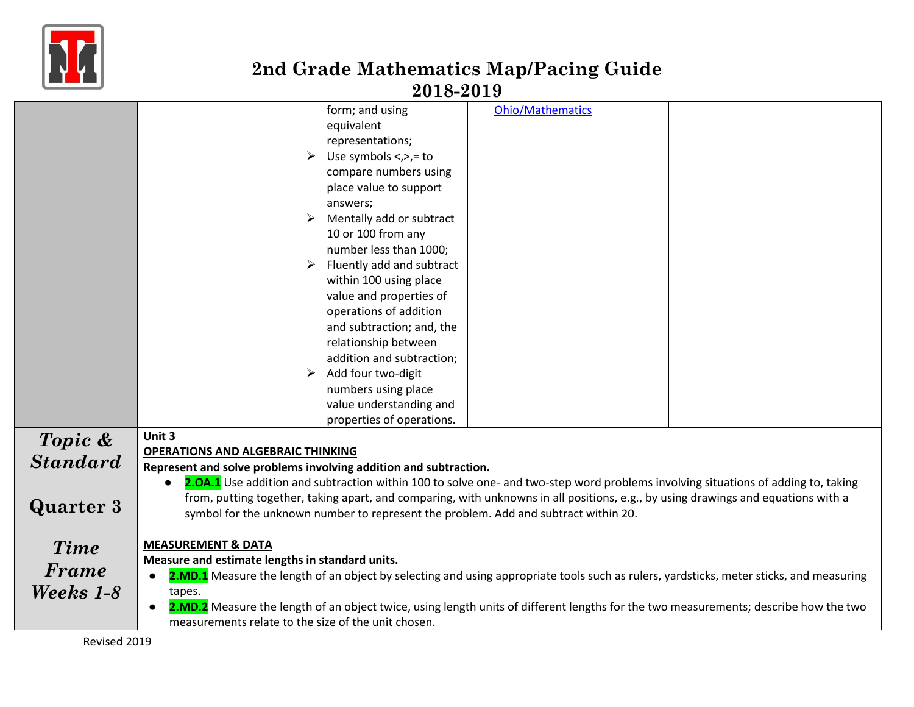# 2nd Grade Mathematics Map/Pacing Guide 2018-2019

| | | | | |
|---|---|---|---|---|
| | | form; and using equivalent representations;<br>➢ Use symbols <,>,= to compare numbers using place value to support answers;<br>➢ Mentally add or subtract 10 or 100 from any number less than 1000;<br>➢ Fluently add and subtract within 100 using place value and properties of operations of addition and subtraction; and, the relationship between addition and subtraction;<br>➢ Add four two-digit numbers using place value understanding and properties of operations. | Ohio/Mathematics | |

| | |
|---|---|
| ***Topic & Standard***<br><br>**Quarter 3**<br><br>***Time Frame Weeks 1-8*** | **Unit 3**<br>**OPERATIONS AND ALGEBRAIC THINKING**<br>**Represent and solve problems involving addition and subtraction.**<br>● **2.OA.1** Use addition and subtraction within 100 to solve one- and two-step word problems involving situations of adding to, taking from, putting together, taking apart, and comparing, with unknowns in all positions, e.g., by using drawings and equations with a symbol for the unknown number to represent the problem. Add and subtract within 20.<br><br>**MEASUREMENT & DATA**<br>**Measure and estimate lengths in standard units.**<br>● **2.MD.1** Measure the length of an object by selecting and using appropriate tools such as rulers, yardsticks, meter sticks, and measuring tapes.<br>● **2.MD.2** Measure the length of an object twice, using length units of different lengths for the two measurements; describe how the two measurements relate to the size of the unit chosen. |

Revised 2019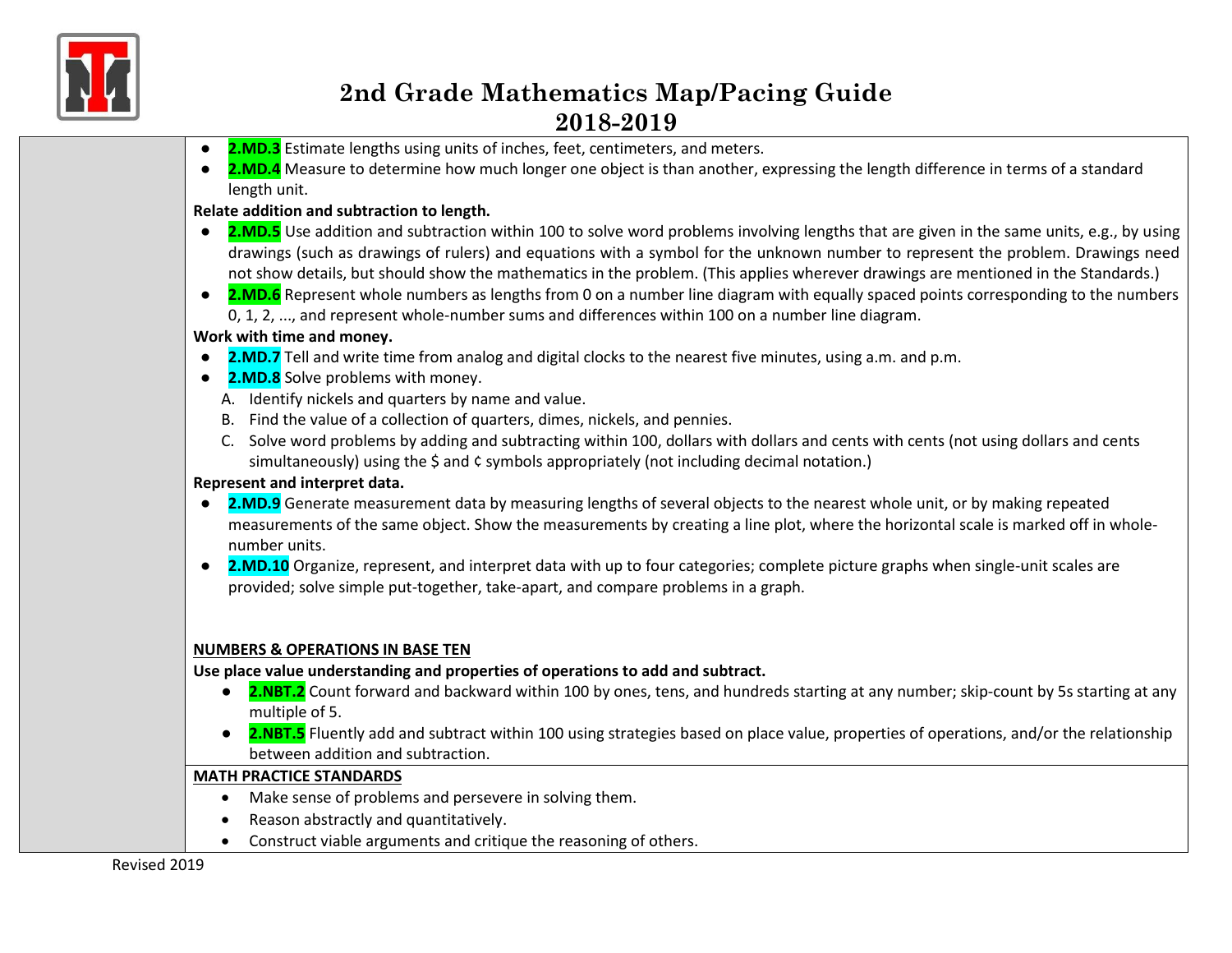# 2nd Grade Mathematics Map/Pacing Guide
## 2018-2019

- **2.MD.3** Estimate lengths using units of inches, feet, centimeters, and meters.
- **2.MD.4** Measure to determine how much longer one object is than another, expressing the length difference in terms of a standard length unit.

**Relate addition and subtraction to length.**

- **2.MD.5** Use addition and subtraction within 100 to solve word problems involving lengths that are given in the same units, e.g., by using drawings (such as drawings of rulers) and equations with a symbol for the unknown number to represent the problem. Drawings need not show details, but should show the mathematics in the problem. (This applies wherever drawings are mentioned in the Standards.)
- **2.MD.6** Represent whole numbers as lengths from 0 on a number line diagram with equally spaced points corresponding to the numbers 0, 1, 2, ..., and represent whole-number sums and differences within 100 on a number line diagram.

**Work with time and money.**

- **2.MD.7** Tell and write time from analog and digital clocks to the nearest five minutes, using a.m. and p.m.
- **2.MD.8** Solve problems with money.
  - A. Identify nickels and quarters by name and value.
  - B. Find the value of a collection of quarters, dimes, nickels, and pennies.
  - C. Solve word problems by adding and subtracting within 100, dollars with dollars and cents with cents (not using dollars and cents simultaneously) using the $ and ¢ symbols appropriately (not including decimal notation.)

**Represent and interpret data.**

- **2.MD.9** Generate measurement data by measuring lengths of several objects to the nearest whole unit, or by making repeated measurements of the same object. Show the measurements by creating a line plot, where the horizontal scale is marked off in whole-number units.
- **2.MD.10** Organize, represent, and interpret data with up to four categories; complete picture graphs when single-unit scales are provided; solve simple put-together, take-apart, and compare problems in a graph.

**NUMBERS & OPERATIONS IN BASE TEN**

**Use place value understanding and properties of operations to add and subtract.**

- **2.NBT.2** Count forward and backward within 100 by ones, tens, and hundreds starting at any number; skip-count by 5s starting at any multiple of 5.
- **2.NBT.5** Fluently add and subtract within 100 using strategies based on place value, properties of operations, and/or the relationship between addition and subtraction.

**MATH PRACTICE STANDARDS**

- Make sense of problems and persevere in solving them.
- Reason abstractly and quantitatively.
- Construct viable arguments and critique the reasoning of others.

Revised 2019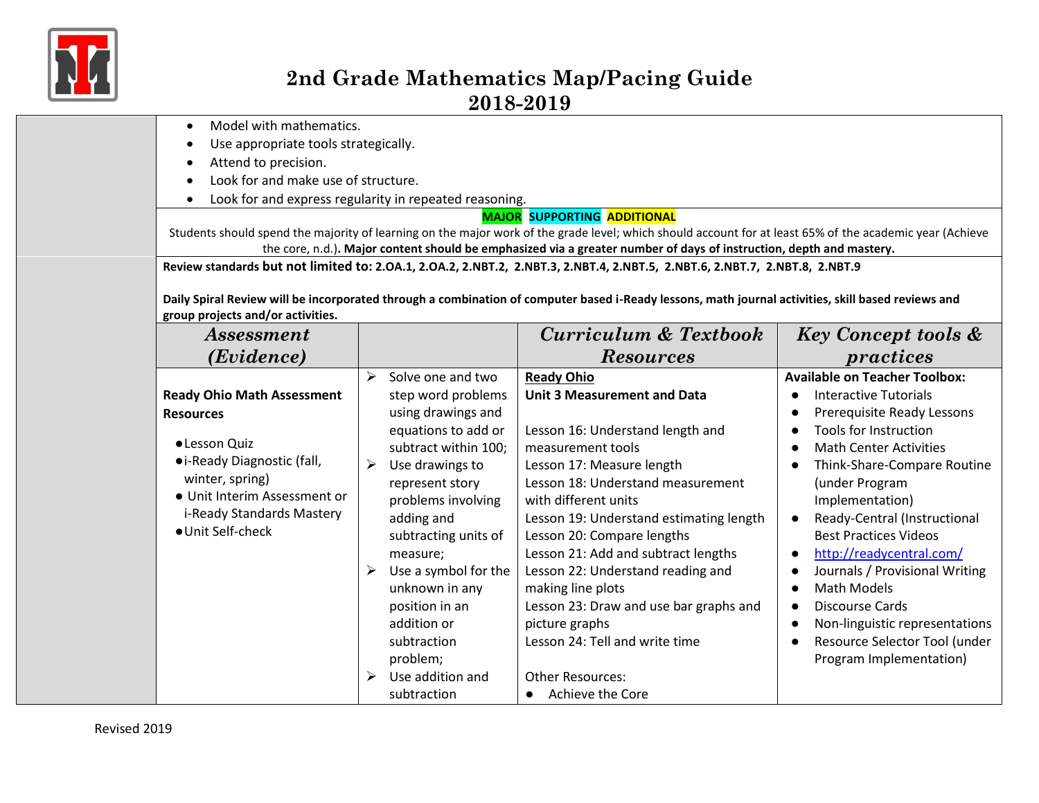# 2nd Grade Mathematics Map/Pacing Guide
## 2018-2019

- Model with mathematics.
- Use appropriate tools strategically.
- Attend to precision.
- Look for and make use of structure.
- Look for and express regularity in repeated reasoning.

**MAJOR SUPPORTING ADDITIONAL**

Students should spend the majority of learning on the major work of the grade level; which should account for at least 65% of the academic year (Achieve the core, n.d.). **Major content should be emphasized via a greater number of days of instruction, depth and mastery.**

**Review standards but not limited to: 2.OA.1, 2.OA.2, 2.NBT.2, 2.NBT.3, 2.NBT.4, 2.NBT.5, 2.NBT.6, 2.NBT.7, 2.NBT.8, 2.NBT.9**

**Daily Spiral Review will be incorporated through a combination of computer based i-Ready lessons, math journal activities, skill based reviews and group projects and/or activities.**

| *Assessment (Evidence)* | | *Curriculum & Textbook Resources* | *Key Concept tools & practices* |
|---|---|---|---|
| **Ready Ohio Math Assessment Resources**<br>• Lesson Quiz<br>• i-Ready Diagnostic (fall, winter, spring)<br>• Unit Interim Assessment or i-Ready Standards Mastery<br>• Unit Self-check | ➢ Solve one and two step word problems using drawings and equations to add or subtract within 100;<br>➢ Use drawings to represent story problems involving adding and subtracting units of measure;<br>➢ Use a symbol for the unknown in any position in an addition or subtraction problem;<br>➢ Use addition and subtraction | **Ready Ohio**<br>**Unit 3 Measurement and Data**<br><br>Lesson 16: Understand length and measurement tools<br>Lesson 17: Measure length<br>Lesson 18: Understand measurement with different units<br>Lesson 19: Understand estimating length<br>Lesson 20: Compare lengths<br>Lesson 21: Add and subtract lengths<br>Lesson 22: Understand reading and making line plots<br>Lesson 23: Draw and use bar graphs and picture graphs<br>Lesson 24: Tell and write time<br><br>Other Resources:<br>• Achieve the Core | **Available on Teacher Toolbox:**<br>• Interactive Tutorials<br>• Prerequisite Ready Lessons<br>• Tools for Instruction<br>• Math Center Activities<br>• Think-Share-Compare Routine (under Program Implementation)<br>• Ready-Central (Instructional Best Practices Videos<br>• http://readycentral.com/<br>• Journals / Provisional Writing<br>• Math Models<br>• Discourse Cards<br>• Non-linguistic representations<br>• Resource Selector Tool (under Program Implementation) |

Revised 2019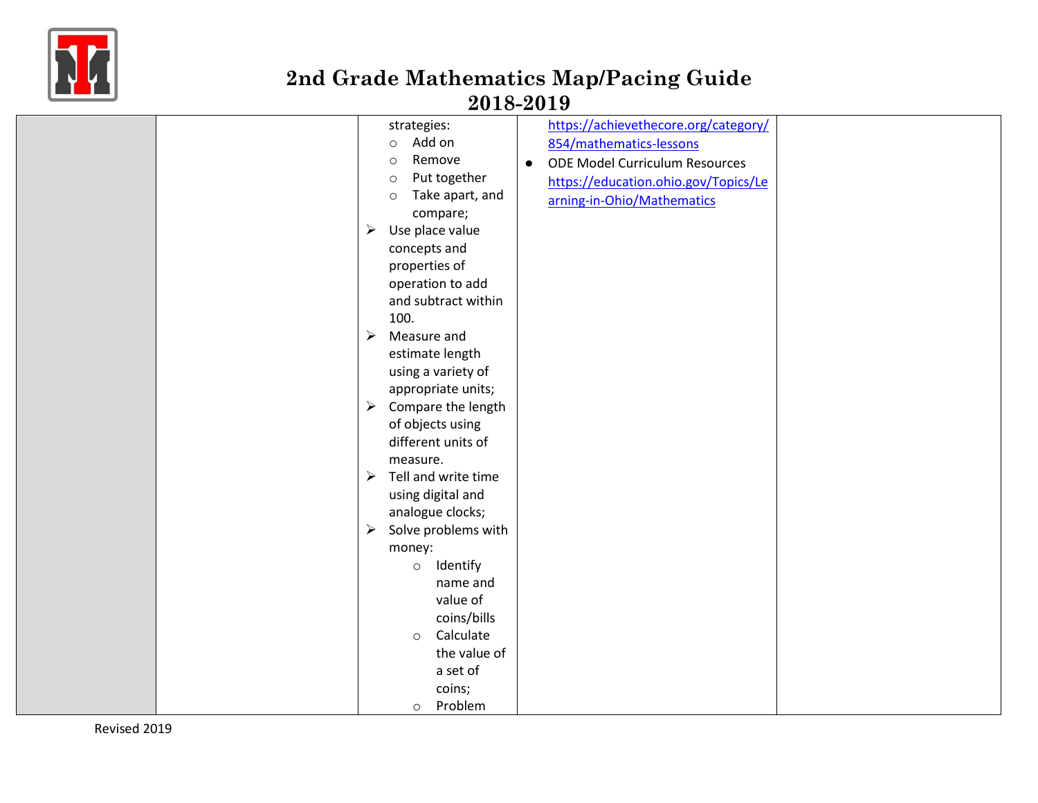# 2nd Grade Mathematics Map/Pacing Guide 2018-2019

| | | | | |
|---|---|---|---|---|
| | | strategies: ○ Add on ○ Remove ○ Put together ○ Take apart, and compare; ➢ Use place value concepts and properties of operation to add and subtract within 100. ➢ Measure and estimate length using a variety of appropriate units; ➢ Compare the length of objects using different units of measure. ➢ Tell and write time using digital and analogue clocks; ➢ Solve problems with money: ○ Identify name and value of coins/bills ○ Calculate the value of a set of coins; ○ Problem | https://achievethecore.org/category/854/mathematics-lessons <br> ● ODE Model Curriculum Resources https://education.ohio.gov/Topics/Learning-in-Ohio/Mathematics | |

Revised 2019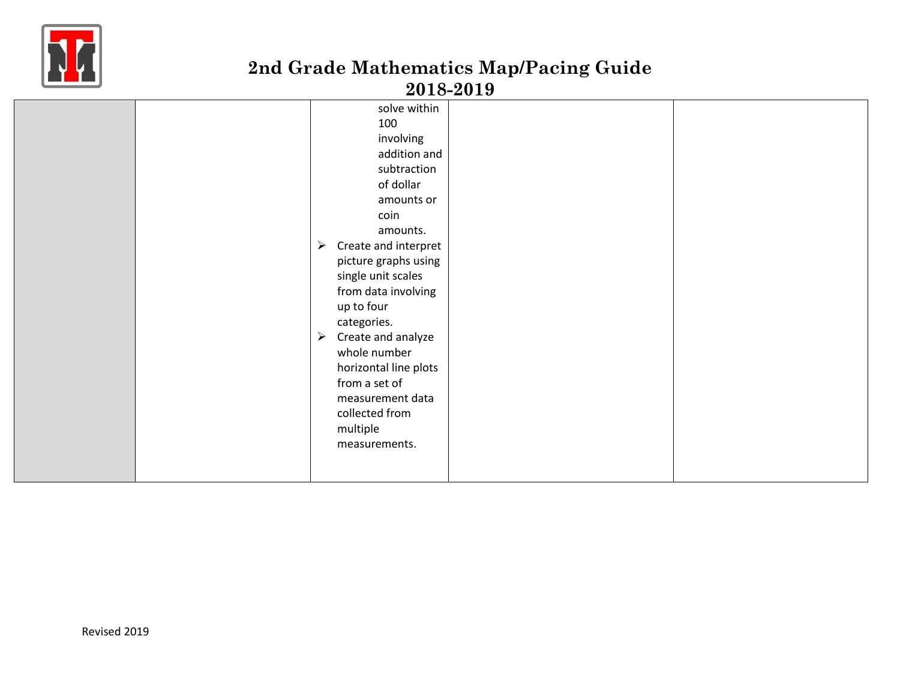# 2nd Grade Mathematics Map/Pacing Guide 2018-2019

| | | | | |
|---|---|---|---|---|
| | | solve within 100 involving addition and subtraction of dollar amounts or coin amounts.<br>➢ Create and interpret picture graphs using single unit scales from data involving up to four categories.<br>➢ Create and analyze whole number horizontal line plots from a set of measurement data collected from multiple measurements. | | |

Revised 2019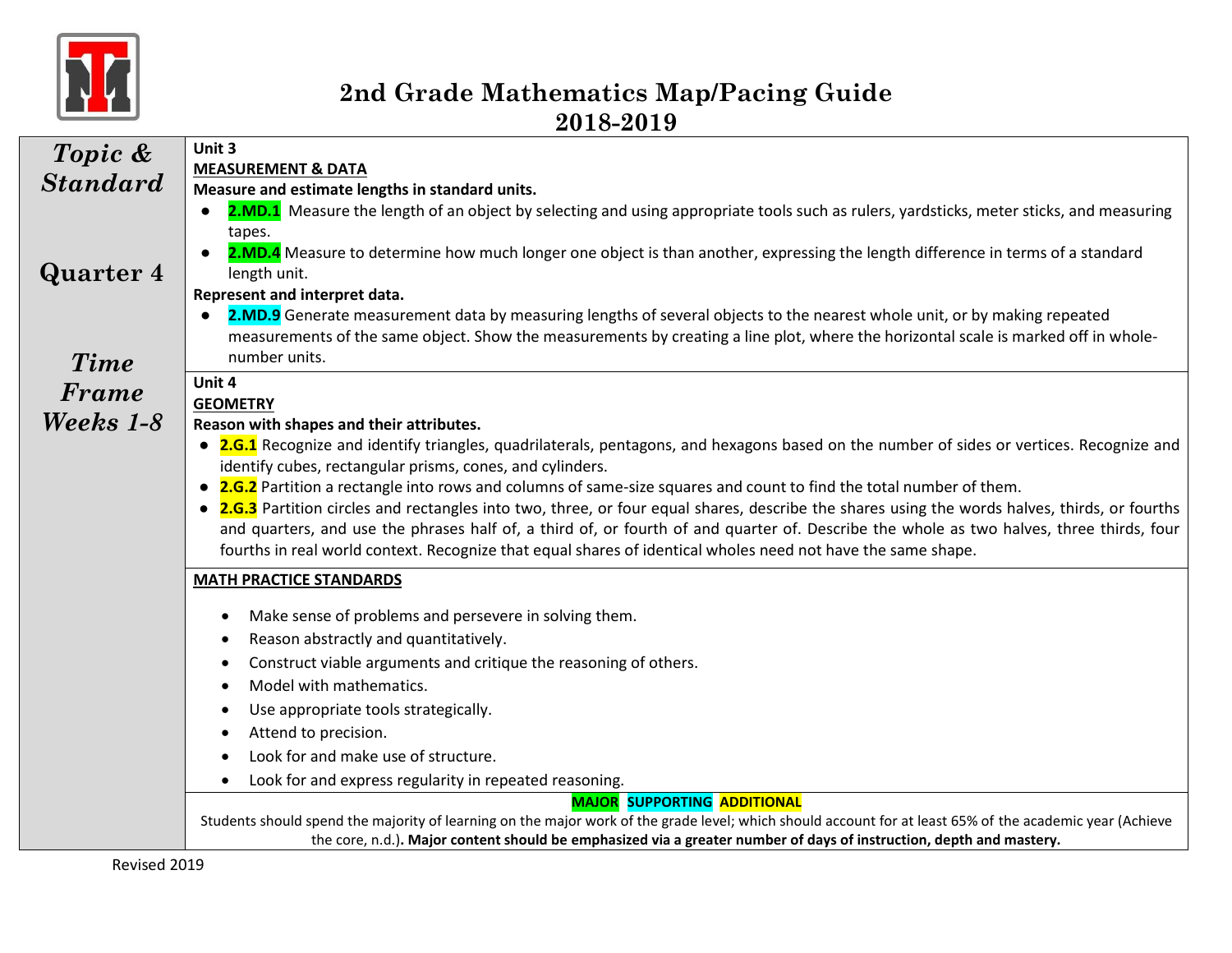# 2nd Grade Mathematics Map/Pacing Guide 2018-2019

| *Topic & Standard*<br><br>**Quarter 4**<br><br>*Time Frame Weeks 1-8* | **Unit 3**<br>**MEASUREMENT & DATA**<br>**Measure and estimate lengths in standard units.**<br>● **2.MD.1** Measure the length of an object by selecting and using appropriate tools such as rulers, yardsticks, meter sticks, and measuring tapes.<br>● **2.MD.4** Measure to determine how much longer one object is than another, expressing the length difference in terms of a standard length unit.<br>**Represent and interpret data.**<br>● **2.MD.9** Generate measurement data by measuring lengths of several objects to the nearest whole unit, or by making repeated measurements of the same object. Show the measurements by creating a line plot, where the horizontal scale is marked off in whole-number units. |
|---|---|
| | **Unit 4**<br>**GEOMETRY**<br>**Reason with shapes and their attributes.**<br>● **2.G.1** Recognize and identify triangles, quadrilaterals, pentagons, and hexagons based on the number of sides or vertices. Recognize and identify cubes, rectangular prisms, cones, and cylinders.<br>● **2.G.2** Partition a rectangle into rows and columns of same-size squares and count to find the total number of them.<br>● **2.G.3** Partition circles and rectangles into two, three, or four equal shares, describe the shares using the words halves, thirds, or fourths and quarters, and use the phrases half of, a third of, or fourth of and quarter of. Describe the whole as two halves, three thirds, four fourths in real world context. Recognize that equal shares of identical wholes need not have the same shape. |
| | **MATH PRACTICE STANDARDS**<br>• Make sense of problems and persevere in solving them.<br>• Reason abstractly and quantitatively.<br>• Construct viable arguments and critique the reasoning of others.<br>• Model with mathematics.<br>• Use appropriate tools strategically.<br>• Attend to precision.<br>• Look for and make use of structure.<br>• Look for and express regularity in repeated reasoning. |
| | **MAJOR SUPPORTING ADDITIONAL**<br>Students should spend the majority of learning on the major work of the grade level; which should account for at least 65% of the academic year (Achieve the core, n.d.). **Major content should be emphasized via a greater number of days of instruction, depth and mastery.** |

Revised 2019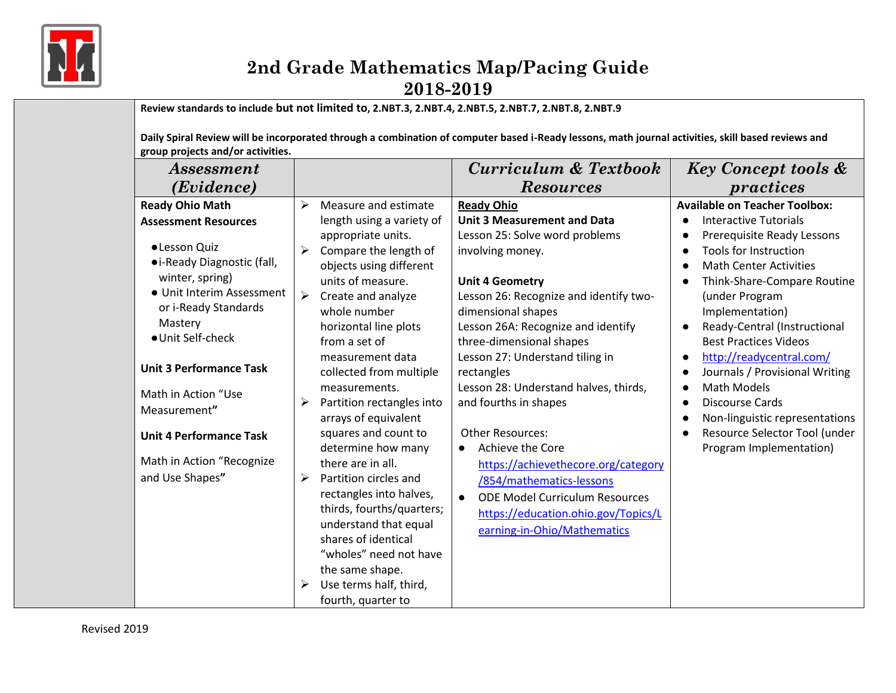# 2nd Grade Mathematics Map/Pacing Guide
# 2018-2019

**Review standards to include but not limited to, 2.NBT.3, 2.NBT.4, 2.NBT.5, 2.NBT.7, 2.NBT.8, 2.NBT.9**

**Daily Spiral Review will be incorporated through a combination of computer based i-Ready lessons, math journal activities, skill based reviews and group projects and/or activities.**

| | *Assessment (Evidence)* | | *Curriculum & Textbook Resources* | *Key Concept tools & practices* |
|---|---|---|---|---|
| | **Ready Ohio Math Assessment Resources**<br>• Lesson Quiz<br>• i-Ready Diagnostic (fall, winter, spring)<br>• Unit Interim Assessment or i-Ready Standards Mastery<br>• Unit Self-check<br><br>**Unit 3 Performance Task**<br>Math in Action "Use Measurement**"**<br><br>**Unit 4 Performance Task**<br>Math in Action "Recognize and Use Shapes**"** | ➢ Measure and estimate length using a variety of appropriate units.<br>➢ Compare the length of objects using different units of measure.<br>➢ Create and analyze whole number horizontal line plots from a set of measurement data collected from multiple measurements.<br>➢ Partition rectangles into arrays of equivalent squares and count to determine how many there are in all.<br>➢ Partition circles and rectangles into halves, thirds, fourths/quarters; understand that equal shares of identical "wholes" need not have the same shape.<br>➢ Use terms half, third, fourth, quarter to | **Ready Ohio**<br>**Unit 3 Measurement and Data**<br>Lesson 25: Solve word problems involving money.<br><br>**Unit 4 Geometry**<br>Lesson 26: Recognize and identify two-dimensional shapes<br>Lesson 26A: Recognize and identify three-dimensional shapes<br>Lesson 27: Understand tiling in rectangles<br>Lesson 28: Understand halves, thirds, and fourths in shapes<br><br>Other Resources:<br>• Achieve the Core https://achievethecore.org/category/854/mathematics-lessons<br>• ODE Model Curriculum Resources https://education.ohio.gov/Topics/Learning-in-Ohio/Mathematics | **Available on Teacher Toolbox:**<br>• Interactive Tutorials<br>• Prerequisite Ready Lessons<br>• Tools for Instruction<br>• Math Center Activities<br>• Think-Share-Compare Routine (under Program Implementation)<br>• Ready-Central (Instructional Best Practices Videos<br>• http://readycentral.com/<br>• Journals / Provisional Writing<br>• Math Models<br>• Discourse Cards<br>• Non-linguistic representations<br>• Resource Selector Tool (under Program Implementation) |

Revised 2019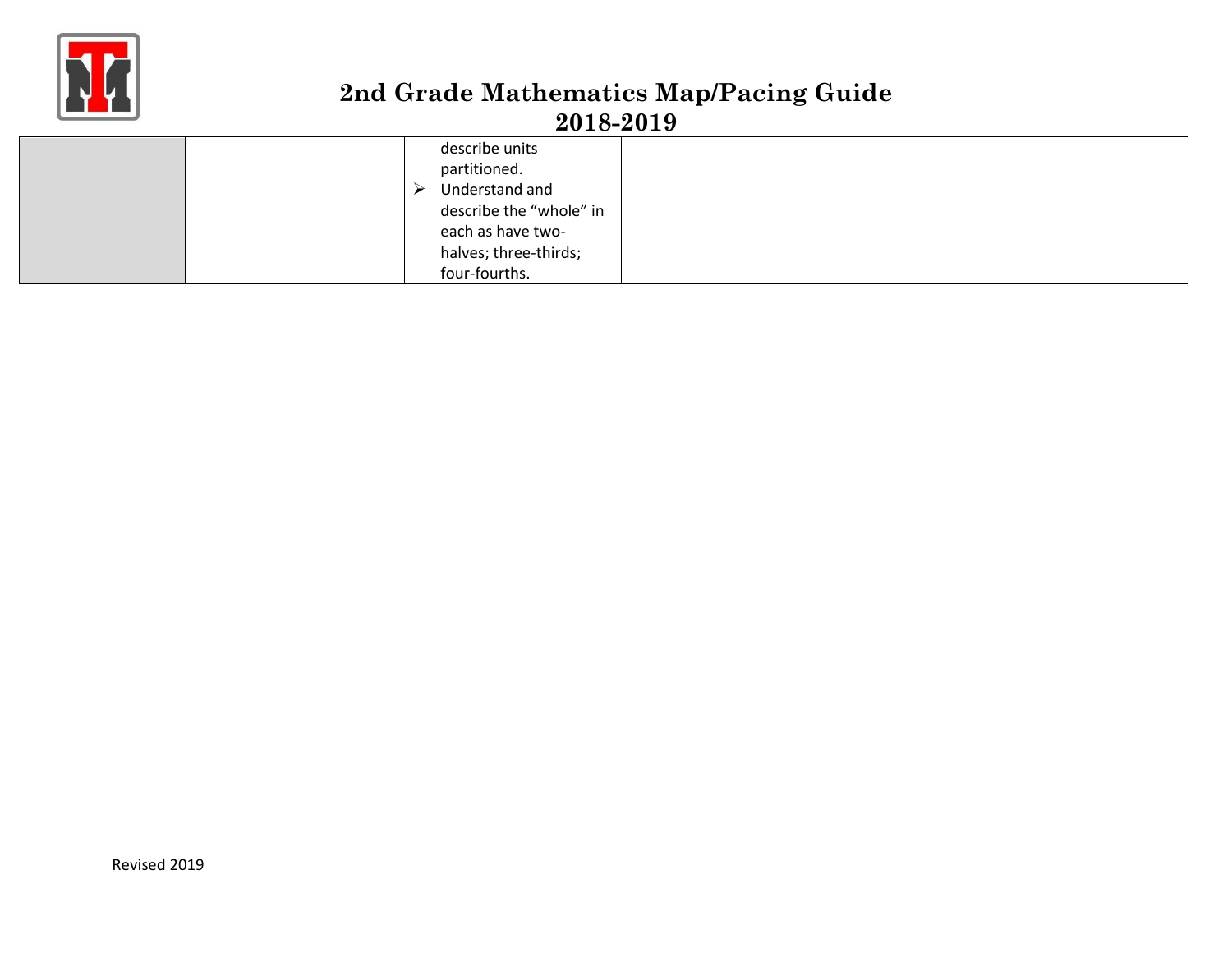# 2nd Grade Mathematics Map/Pacing Guide 2018-2019

| | | | | |
|---|---|---|---|---|
| | | describe units partitioned.<br>➢ Understand and describe the "whole" in each as have two-halves; three-thirds; four-fourths. | | |

Revised 2019